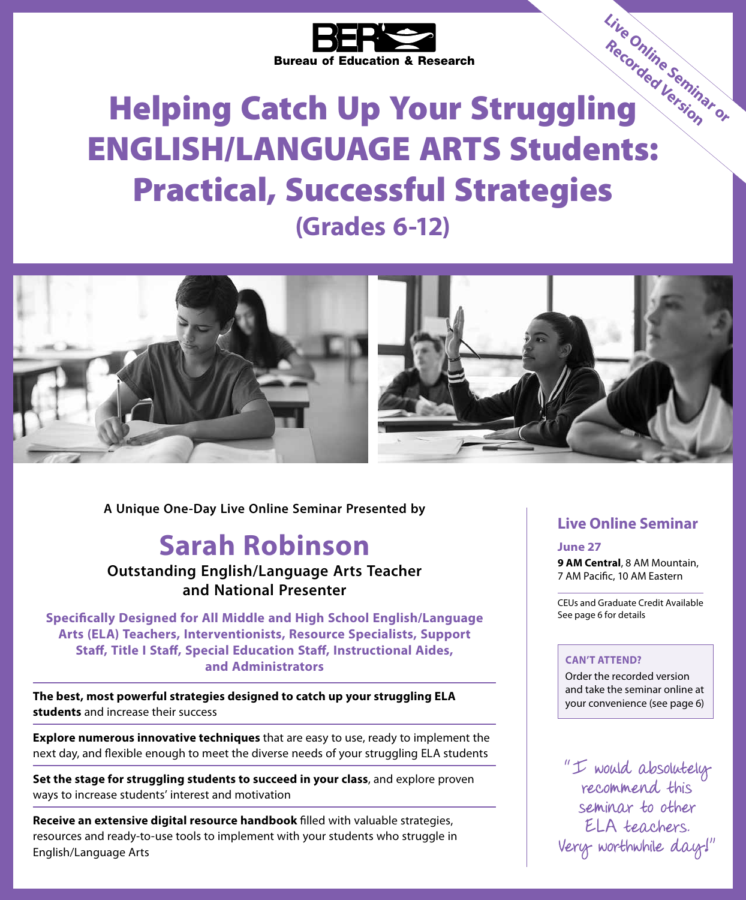BER Bureau of Education & Research

Live Online Seminar or Recorded Version

# Helping Catch Up Your Struggling ENGLISH/LANGUAGE ARTS Students: Practical, Successful Strategies

## (Grades 6-12)

**A Unique One-Day Live Online Seminar Presented by**

## Sarah Robinson

**Outstanding English/Language Arts Teacher and National Presenter**

**Specifically Designed for All Middle and High School English/Language Arts (ELA) Teachers, Interventionists, Resource Specialists, Support Staff, Title I Staff, Special Education Staff, Instructional Aides, and Administrators**

**The best, most powerful strategies designed to catch up your struggling ELA students** and increase their success

**Explore numerous innovative techniques** that are easy to use, ready to implement the next day, and flexible enough to meet the diverse needs of your struggling ELA students

**Set the stage for struggling students to succeed in your class**, and explore proven ways to increase students' interest and motivation

**Receive an extensive digital resource handbook** filled with valuable strategies, resources and ready-to-use tools to implement with your students who struggle in English/Language Arts

### Live Online Seminar

**June 27**

**9 AM Central**, 8 AM Mountain, 7 AM Pacific, 10 AM Eastern

CEUs and Graduate Credit Available
See page 6 for details

**CAN'T ATTEND?**

Order the recorded version and take the seminar online at your convenience (see page 6)

"I would absolutely recommend this seminar to other ELA teachers. Very worthwhile day!"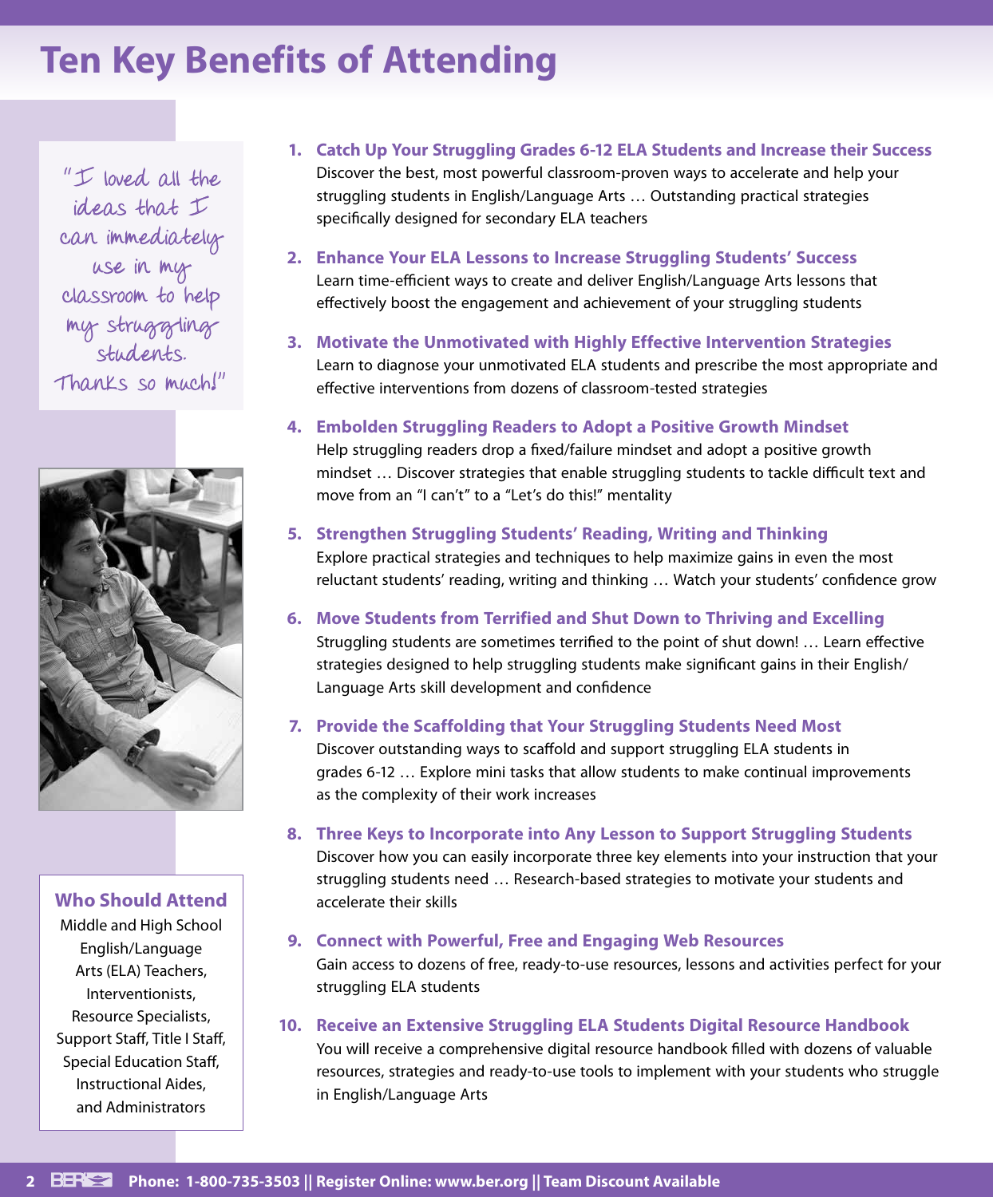# Ten Key Benefits of Attending

"I loved all the ideas that I can immediately use in my classroom to help my struggling students. Thanks so much!"

1. **Catch Up Your Struggling Grades 6-12 ELA Students and Increase their Success**
   Discover the best, most powerful classroom-proven ways to accelerate and help your struggling students in English/Language Arts … Outstanding practical strategies specifically designed for secondary ELA teachers

2. **Enhance Your ELA Lessons to Increase Struggling Students' Success**
   Learn time-efficient ways to create and deliver English/Language Arts lessons that effectively boost the engagement and achievement of your struggling students

3. **Motivate the Unmotivated with Highly Effective Intervention Strategies**
   Learn to diagnose your unmotivated ELA students and prescribe the most appropriate and effective interventions from dozens of classroom-tested strategies

4. **Embolden Struggling Readers to Adopt a Positive Growth Mindset**
   Help struggling readers drop a fixed/failure mindset and adopt a positive growth mindset … Discover strategies that enable struggling students to tackle difficult text and move from an "I can't" to a "Let's do this!" mentality

5. **Strengthen Struggling Students' Reading, Writing and Thinking**
   Explore practical strategies and techniques to help maximize gains in even the most reluctant students' reading, writing and thinking … Watch your students' confidence grow

6. **Move Students from Terrified and Shut Down to Thriving and Excelling**
   Struggling students are sometimes terrified to the point of shut down! … Learn effective strategies designed to help struggling students make significant gains in their English/Language Arts skill development and confidence

7. **Provide the Scaffolding that Your Struggling Students Need Most**
   Discover outstanding ways to scaffold and support struggling ELA students in grades 6-12 … Explore mini tasks that allow students to make continual improvements as the complexity of their work increases

8. **Three Keys to Incorporate into Any Lesson to Support Struggling Students**
   Discover how you can easily incorporate three key elements into your instruction that your struggling students need … Research-based strategies to motivate your students and accelerate their skills

9. **Connect with Powerful, Free and Engaging Web Resources**
   Gain access to dozens of free, ready-to-use resources, lessons and activities perfect for your struggling ELA students

10. **Receive an Extensive Struggling ELA Students Digital Resource Handbook**
    You will receive a comprehensive digital resource handbook filled with dozens of valuable resources, strategies and ready-to-use tools to implement with your students who struggle in English/Language Arts

## Who Should Attend

Middle and High School English/Language Arts (ELA) Teachers, Interventionists, Resource Specialists, Support Staff, Title I Staff, Special Education Staff, Instructional Aides, and Administrators

**Phone: 1-800-735-3503 || Register Online: www.ber.org || Team Discount Available**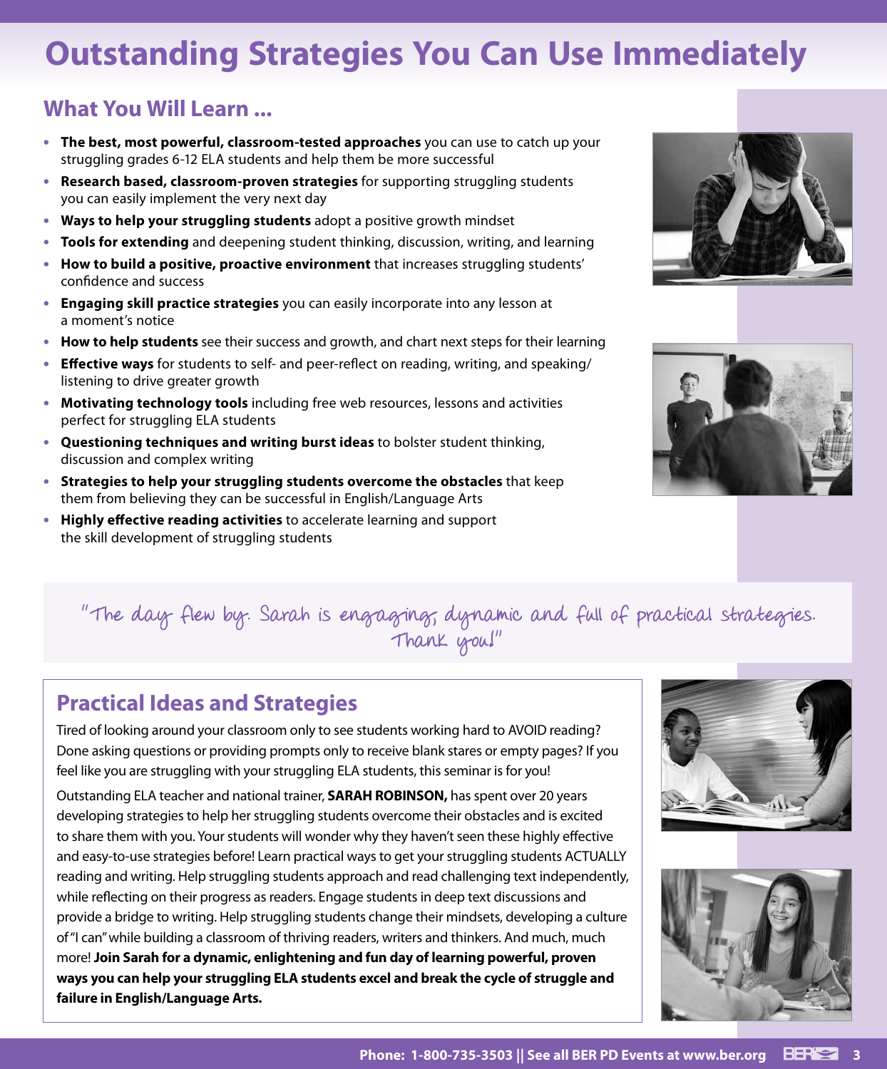# Outstanding Strategies You Can Use Immediately

## What You Will Learn ...

- **The best, most powerful, classroom-tested approaches** you can use to catch up your struggling grades 6-12 ELA students and help them be more successful
- **Research based, classroom-proven strategies** for supporting struggling students you can easily implement the very next day
- **Ways to help your struggling students** adopt a positive growth mindset
- **Tools for extending** and deepening student thinking, discussion, writing, and learning
- **How to build a positive, proactive environment** that increases struggling students' confidence and success
- **Engaging skill practice strategies** you can easily incorporate into any lesson at a moment's notice
- **How to help students** see their success and growth, and chart next steps for their learning
- **Effective ways** for students to self- and peer-reflect on reading, writing, and speaking/listening to drive greater growth
- **Motivating technology tools** including free web resources, lessons and activities perfect for struggling ELA students
- **Questioning techniques and writing burst ideas** to bolster student thinking, discussion and complex writing
- **Strategies to help your struggling students overcome the obstacles** that keep them from believing they can be successful in English/Language Arts
- **Highly effective reading activities** to accelerate learning and support the skill development of struggling students

"The day flew by. Sarah is engaging, dynamic and full of practical strategies. Thank you!"

## Practical Ideas and Strategies

Tired of looking around your classroom only to see students working hard to AVOID reading? Done asking questions or providing prompts only to receive blank stares or empty pages? If you feel like you are struggling with your struggling ELA students, this seminar is for you!

Outstanding ELA teacher and national trainer, **SARAH ROBINSON,** has spent over 20 years developing strategies to help her struggling students overcome their obstacles and is excited to share them with you. Your students will wonder why they haven't seen these highly effective and easy-to-use strategies before! Learn practical ways to get your struggling students ACTUALLY reading and writing. Help struggling students approach and read challenging text independently, while reflecting on their progress as readers. Engage students in deep text discussions and provide a bridge to writing. Help struggling students change their mindsets, developing a culture of "I can" while building a classroom of thriving readers, writers and thinkers. And much, much more! **Join Sarah for a dynamic, enlightening and fun day of learning powerful, proven ways you can help your struggling ELA students excel and break the cycle of struggle and failure in English/Language Arts.**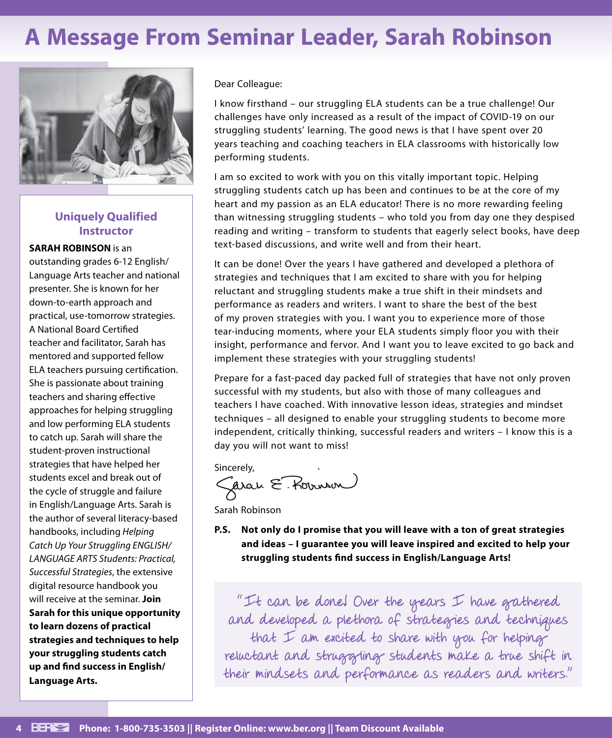# A Message From Seminar Leader, Sarah Robinson

### Uniquely Qualified Instructor

**SARAH ROBINSON** is an outstanding grades 6-12 English/ Language Arts teacher and national presenter. She is known for her down-to-earth approach and practical, use-tomorrow strategies. A National Board Certified teacher and facilitator, Sarah has mentored and supported fellow ELA teachers pursuing certification. She is passionate about training teachers and sharing effective approaches for helping struggling and low performing ELA students to catch up. Sarah will share the student-proven instructional strategies that have helped her students excel and break out of the cycle of struggle and failure in English/Language Arts. Sarah is the author of several literacy-based handbooks, including *Helping Catch Up Your Struggling ENGLISH/ LANGUAGE ARTS Students: Practical, Successful Strategies*, the extensive digital resource handbook you will receive at the seminar. **Join Sarah for this unique opportunity to learn dozens of practical strategies and techniques to help your struggling students catch up and find success in English/ Language Arts.**

Dear Colleague:

I know firsthand – our struggling ELA students can be a true challenge! Our challenges have only increased as a result of the impact of COVID-19 on our struggling students' learning. The good news is that I have spent over 20 years teaching and coaching teachers in ELA classrooms with historically low performing students.

I am so excited to work with you on this vitally important topic. Helping struggling students catch up has been and continues to be at the core of my heart and my passion as an ELA educator! There is no more rewarding feeling than witnessing struggling students – who told you from day one they despised reading and writing – transform to students that eagerly select books, have deep text-based discussions, and write well and from their heart.

It can be done! Over the years I have gathered and developed a plethora of strategies and techniques that I am excited to share with you for helping reluctant and struggling students make a true shift in their mindsets and performance as readers and writers. I want to share the best of the best of my proven strategies with you. I want you to experience more of those tear-inducing moments, where your ELA students simply floor you with their insight, performance and fervor. And I want you to leave excited to go back and implement these strategies with your struggling students!

Prepare for a fast-paced day packed full of strategies that have not only proven successful with my students, but also with those of many colleagues and teachers I have coached. With innovative lesson ideas, strategies and mindset techniques – all designed to enable your struggling students to become more independent, critically thinking, successful readers and writers – I know this is a day you will not want to miss!

Sincerely,

Sarah E. Robinson

Sarah Robinson

**P.S. Not only do I promise that you will leave with a ton of great strategies and ideas – I guarantee you will leave inspired and excited to help your struggling students find success in English/Language Arts!**

"It can be done! Over the years I have gathered and developed a plethora of strategies and techniques that I am excited to share with you for helping reluctant and struggling students make a true shift in their mindsets and performance as readers and writers."

Phone: 1-800-735-3503 || Register Online: www.ber.org || Team Discount Available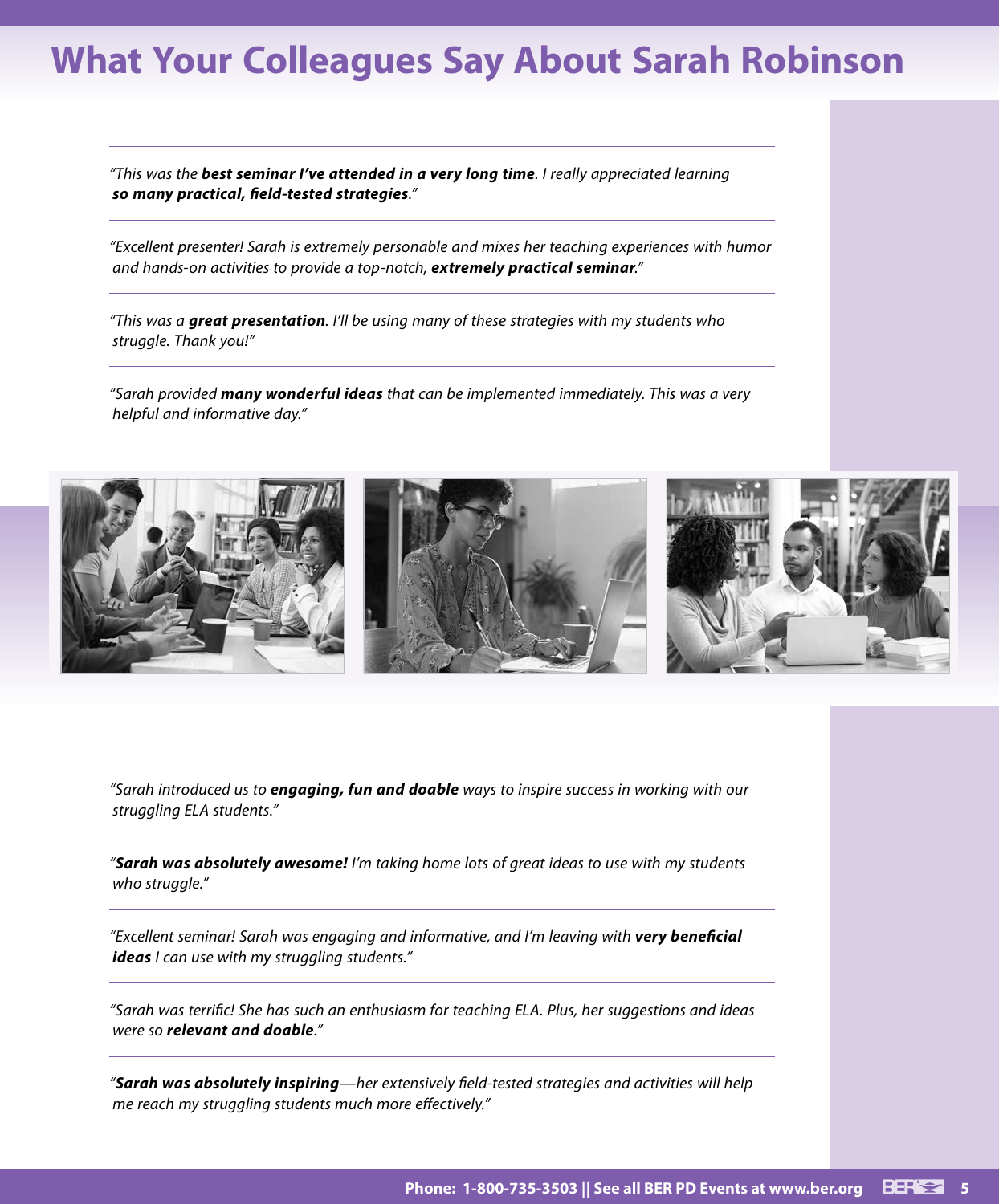# What Your Colleagues Say About Sarah Robinson

---

*"This was the **best seminar I've attended in a very long time**. I really appreciated learning **so many practical, field-tested strategies**."*

---

*"Excellent presenter! Sarah is extremely personable and mixes her teaching experiences with humor and hands-on activities to provide a top-notch, **extremely practical seminar**."*

---

*"This was a **great presentation**. I'll be using many of these strategies with my students who struggle. Thank you!"*

---

*"Sarah provided **many wonderful ideas** that can be implemented immediately. This was a very helpful and informative day."*

---

*"Sarah introduced us to **engaging, fun and doable** ways to inspire success in working with our struggling ELA students."*

---

*"**Sarah was absolutely awesome!** I'm taking home lots of great ideas to use with my students who struggle."*

---

*"Excellent seminar! Sarah was engaging and informative, and I'm leaving with **very beneficial ideas** I can use with my struggling students."*

---

*"Sarah was terrific! She has such an enthusiasm for teaching ELA. Plus, her suggestions and ideas were so **relevant and doable**."*

---

*"**Sarah was absolutely inspiring**—her extensively field-tested strategies and activities will help me reach my struggling students much more effectively."*

**Phone: 1-800-735-3503 || See all BER PD Events at www.ber.org**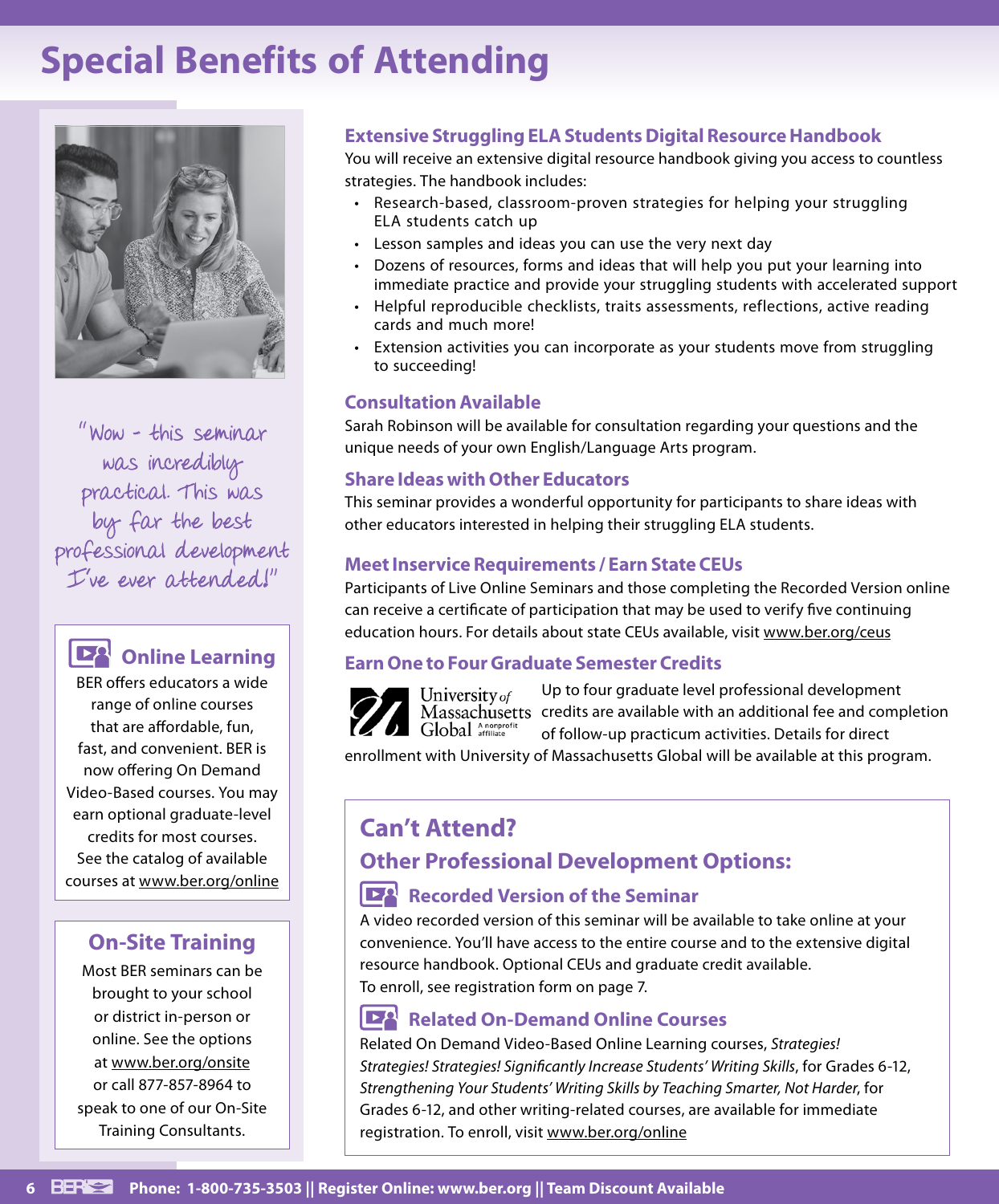# Special Benefits of Attending

"Wow - this seminar was incredibly practical. This was by far the best professional development I've ever attended!"

### Online Learning

BER offers educators a wide range of online courses that are affordable, fun, fast, and convenient. BER is now offering On Demand Video-Based courses. You may earn optional graduate-level credits for most courses. See the catalog of available courses at www.ber.org/online

### On-Site Training

Most BER seminars can be brought to your school or district in-person or online. See the options at www.ber.org/onsite or call 877-857-8964 to speak to one of our On-Site Training Consultants.

### Extensive Struggling ELA Students Digital Resource Handbook

You will receive an extensive digital resource handbook giving you access to countless strategies. The handbook includes:

- Research-based, classroom-proven strategies for helping your struggling ELA students catch up
- Lesson samples and ideas you can use the very next day
- Dozens of resources, forms and ideas that will help you put your learning into immediate practice and provide your struggling students with accelerated support
- Helpful reproducible checklists, traits assessments, reflections, active reading cards and much more!
- Extension activities you can incorporate as your students move from struggling to succeeding!

### Consultation Available

Sarah Robinson will be available for consultation regarding your questions and the unique needs of your own English/Language Arts program.

### Share Ideas with Other Educators

This seminar provides a wonderful opportunity for participants to share ideas with other educators interested in helping their struggling ELA students.

### Meet Inservice Requirements / Earn State CEUs

Participants of Live Online Seminars and those completing the Recorded Version online can receive a certificate of participation that may be used to verify five continuing education hours. For details about state CEUs available, visit www.ber.org/ceus

### Earn One to Four Graduate Semester Credits

University of Massachusetts Global A nonprofit affiliate

Up to four graduate level professional development credits are available with an additional fee and completion of follow-up practicum activities. Details for direct enrollment with University of Massachusetts Global will be available at this program.

## Can't Attend?

## Other Professional Development Options:

### Recorded Version of the Seminar

A video recorded version of this seminar will be available to take online at your convenience. You'll have access to the entire course and to the extensive digital resource handbook. Optional CEUs and graduate credit available.
To enroll, see registration form on page 7.

### Related On-Demand Online Courses

Related On Demand Video-Based Online Learning courses, *Strategies! Strategies! Strategies! Significantly Increase Students' Writing Skills*, for Grades 6-12, *Strengthening Your Students' Writing Skills by Teaching Smarter, Not Harder*, for Grades 6-12, and other writing-related courses, are available for immediate registration. To enroll, visit www.ber.org/online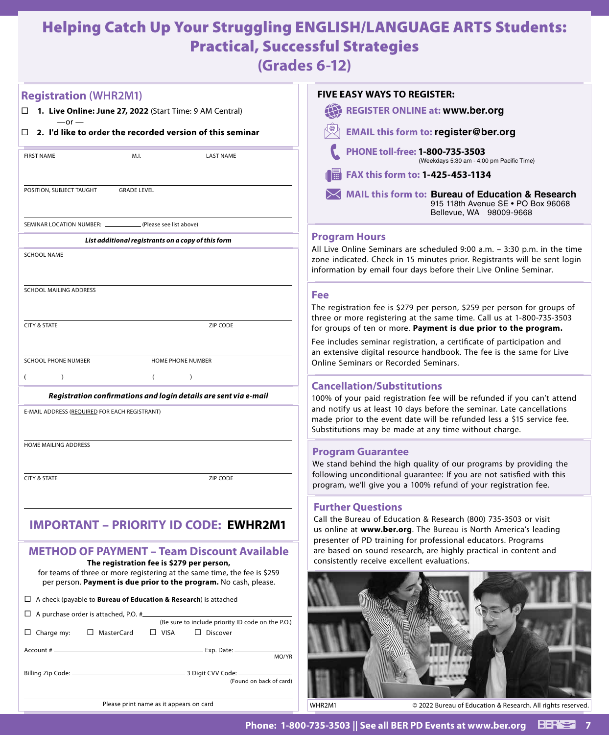# Helping Catch Up Your Struggling ENGLISH/LANGUAGE ARTS Students: Practical, Successful Strategies (Grades 6-12)

## Registration (WHR2M1)

☐ **1. Live Online: June 27, 2022** (Start Time: 9 AM Central)

—or —

☐ **2. I'd like to order the recorded version of this seminar**

FIRST NAME | M.I. | LAST NAME

POSITION, SUBJECT TAUGHT | GRADE LEVEL

SEMINAR LOCATION NUMBER: __________ (Please see list above)

***List additional registrants on a copy of this form***

SCHOOL NAME

SCHOOL MAILING ADDRESS

CITY & STATE | ZIP CODE

SCHOOL PHONE NUMBER ( ) | HOME PHONE NUMBER ( )

***Registration confirmations and login details are sent via e-mail***

E-MAIL ADDRESS (REQUIRED FOR EACH REGISTRANT)

HOME MAILING ADDRESS

CITY & STATE | ZIP CODE

## IMPORTANT – PRIORITY ID CODE: EWHR2M1

## METHOD OF PAYMENT – Team Discount Available

**The registration fee is $279 per person,** for teams of three or more registering at the same time, the fee is $259 per person. **Payment is due prior to the program.** No cash, please.

☐ A check (payable to **Bureau of Education & Research**) is attached

☐ A purchase order is attached, P.O. # __________ (Be sure to include priority ID code on the P.O.)

☐ Charge my: ☐ MasterCard ☐ VISA ☐ Discover

Account # __________ Exp. Date: __________ MO/YR

Billing Zip Code: __________ 3 Digit CVV Code: __________ (Found on back of card)

Please print name as it appears on card

## FIVE EASY WAYS TO REGISTER:

- **REGISTER ONLINE at: www.ber.org**
- **EMAIL this form to: register@ber.org**
- **PHONE toll-free: 1-800-735-3503** (Weekdays 5:30 am - 4:00 pm Pacific Time)
- **FAX this form to: 1-425-453-1134**
- **MAIL this form to: Bureau of Education & Research** 915 118th Avenue SE • PO Box 96068 Bellevue, WA 98009-9668

## Program Hours

All Live Online Seminars are scheduled 9:00 a.m. – 3:30 p.m. in the time zone indicated. Check in 15 minutes prior. Registrants will be sent login information by email four days before their Live Online Seminar.

## Fee

The registration fee is $279 per person, $259 per person for groups of three or more registering at the same time. Call us at 1-800-735-3503 for groups of ten or more. **Payment is due prior to the program.**

Fee includes seminar registration, a certificate of participation and an extensive digital resource handbook. The fee is the same for Live Online Seminars or Recorded Seminars.

## Cancellation/Substitutions

100% of your paid registration fee will be refunded if you can't attend and notify us at least 10 days before the seminar. Late cancellations made prior to the event date will be refunded less a $15 service fee. Substitutions may be made at any time without charge.

## Program Guarantee

We stand behind the high quality of our programs by providing the following unconditional guarantee: If you are not satisfied with this program, we'll give you a 100% refund of your registration fee.

## Further Questions

Call the Bureau of Education & Research (800) 735-3503 or visit us online at **www.ber.org**. The Bureau is North America's leading presenter of PD training for professional educators. Programs are based on sound research, are highly practical in content and consistently receive excellent evaluations.

WHR2M1 © 2022 Bureau of Education & Research. All rights reserved.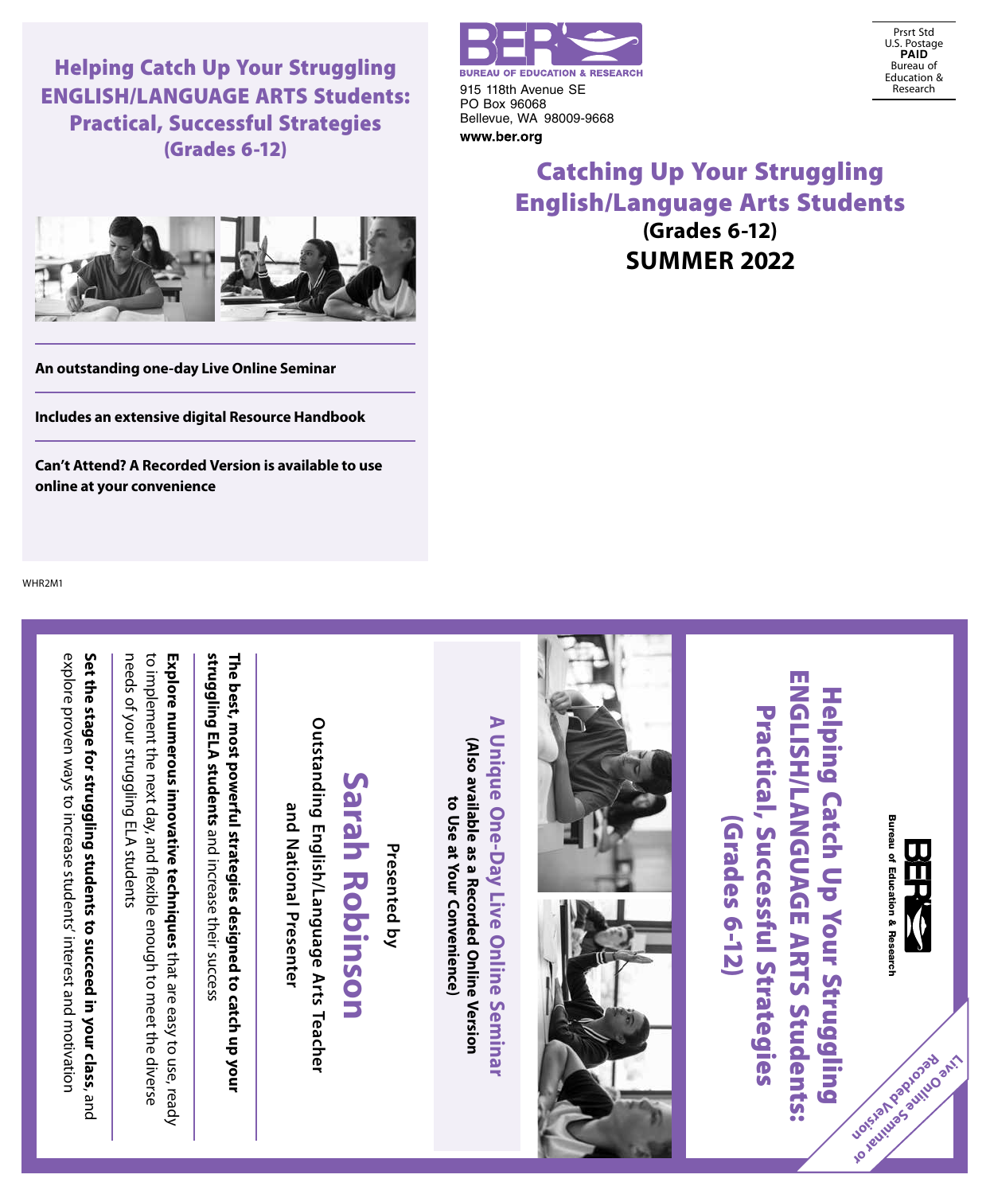## Helping Catch Up Your Struggling ENGLISH/LANGUAGE ARTS Students: Practical, Successful Strategies (Grades 6-12)

**An outstanding one-day Live Online Seminar**

**Includes an extensive digital Resource Handbook**

**Can't Attend? A Recorded Version is available to use online at your convenience**

WHR2M1

BER
BUREAU OF EDUCATION & RESEARCH
915 118th Avenue SE
PO Box 96068
Bellevue, WA 98009-9668
**www.ber.org**

Prsrt Std
U.S. Postage
**PAID**
Bureau of
Education &
Research

## Catching Up Your Struggling English/Language Arts Students

**(Grades 6-12)**

**SUMMER 2022**

BER
Bureau of Education & Research

Live Online Seminar or Recorded Version

## Helping Catch Up Your Struggling ENGLISH/LANGUAGE ARTS Students: Practical, Successful Strategies (Grades 6-12)

### A Unique One-Day Live Online Seminar

**(Also available as a Recorded Online Version to Use at Your Convenience)**

Presented by

## Sarah Robinson

Outstanding English/Language Arts Teacher and National Presenter

**The best, most powerful strategies designed to catch up your struggling ELA students** and increase their success

**Explore numerous innovative techniques** that are easy to use, ready to implement the next day, and flexible enough to meet the diverse needs of your struggling ELA students

**Set the stage for struggling students to succeed in your class,** and explore proven ways to increase students' interest and motivation